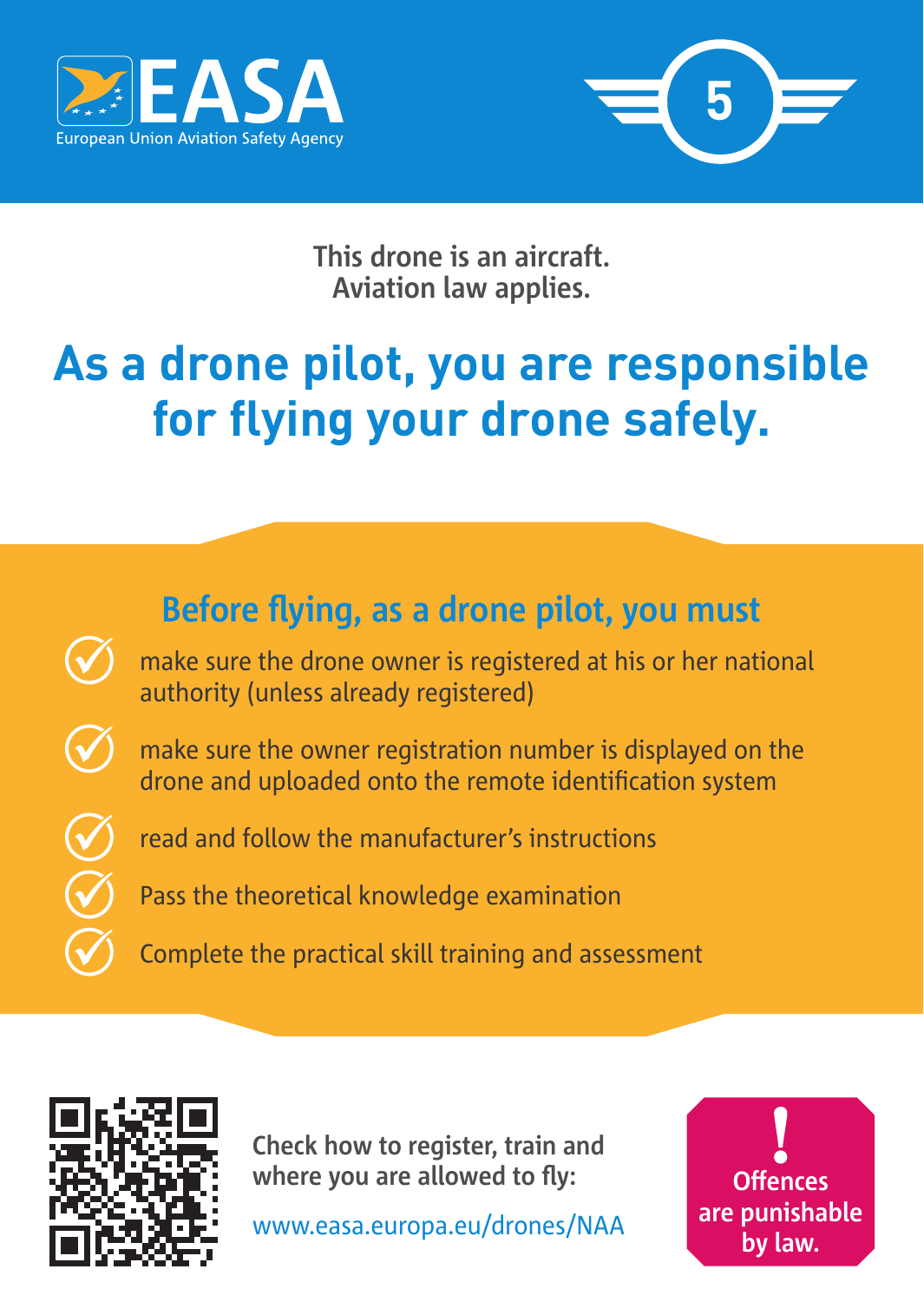EASA

European Union Aviation Safety Agency

5

This drone is an aircraft.
Aviation law applies.

# As a drone pilot, you are responsible for flying your drone safely.

## Before flying, as a drone pilot, you must

- make sure the drone owner is registered at his or her national authority (unless already registered)
- make sure the owner registration number is displayed on the drone and uploaded onto the remote identification system
- read and follow the manufacturer's instructions
- Pass the theoretical knowledge examination
- Complete the practical skill training and assessment

Check how to register, train and where you are allowed to fly:

www.easa.europa.eu/drones/NAA

**! Offences are punishable by law.**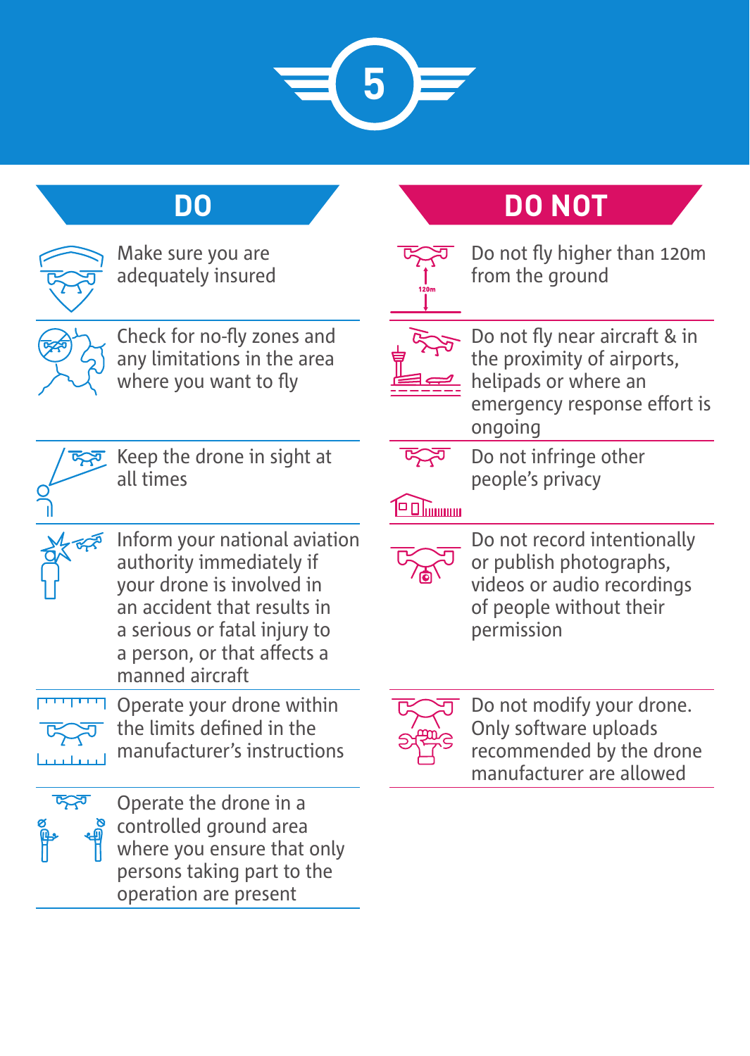# 5

## DO

- Make sure you are adequately insured
- Check for no-fly zones and any limitations in the area where you want to fly
- Keep the drone in sight at all times
- Inform your national aviation authority immediately if your drone is involved in an accident that results in a serious or fatal injury to a person, or that affects a manned aircraft
- Operate your drone within the limits defined in the manufacturer's instructions
- Operate the drone in a controlled ground area where you ensure that only persons taking part to the operation are present

## DO NOT

- Do not fly higher than 120m from the ground
- Do not fly near aircraft & in the proximity of airports, helipads or where an emergency response effort is ongoing
- Do not infringe other people's privacy
- Do not record intentionally or publish photographs, videos or audio recordings of people without their permission
- Do not modify your drone. Only software uploads recommended by the drone manufacturer are allowed